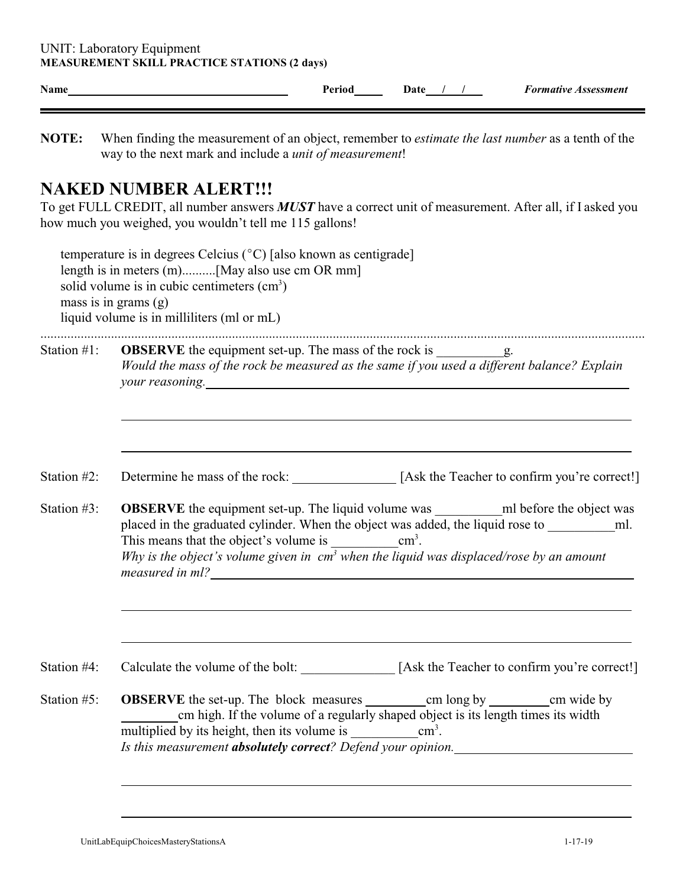UNIT: Laboratory Equipment
**MEASUREMENT SKILL PRACTICE STATIONS (2 days)**

**Name**______________________________ **Period**_____ **Date**___/___/___ ***Formative Assessment***

---

**NOTE:** When finding the measurement of an object, remember to *estimate the last number* as a tenth of the way to the next mark and include a *unit of measurement*!

# NAKED NUMBER ALERT!!!

To get FULL CREDIT, all number answers ***MUST*** have a correct unit of measurement. After all, if I asked you how much you weighed, you wouldn't tell me 115 gallons!

temperature is in degrees Celcius (°C) [also known as centigrade]
length is in meters (m)..........[May also use cm OR mm]
solid volume is in cubic centimeters ($cm^3$)
mass is in grams (g)
liquid volume is in milliliters (ml or mL)

.......................................................................................................................................................................

Station #1: **OBSERVE** the equipment set-up. The mass of the rock is __________g.
*Would the mass of the rock be measured as the same if you used a different balance? Explain your reasoning.*______________________________________________

______________________________________________________________

______________________________________________________________

Station #2: Determine he mass of the rock: _______________ [Ask the Teacher to confirm you're correct!]

Station #3: **OBSERVE** the equipment set-up. The liquid volume was __________ml before the object was placed in the graduated cylinder. When the object was added, the liquid rose to __________ml. This means that the object's volume is __________$cm^3$.
*Why is the object's volume given in $cm^3$ when the liquid was displaced/rose by an amount measured in ml?*______________________________________________

______________________________________________________________

______________________________________________________________

Station #4: Calculate the volume of the bolt: ______________ [Ask the Teacher to confirm you're correct!]

Station #5: **OBSERVE** the set-up. The block measures _________cm long by _________cm wide by ________cm high. If the volume of a regularly shaped object is its length times its width multiplied by its height, then its volume is __________$cm^3$.
*Is this measurement **absolutely correct**? Defend your opinion.*__________________________

______________________________________________________________

______________________________________________________________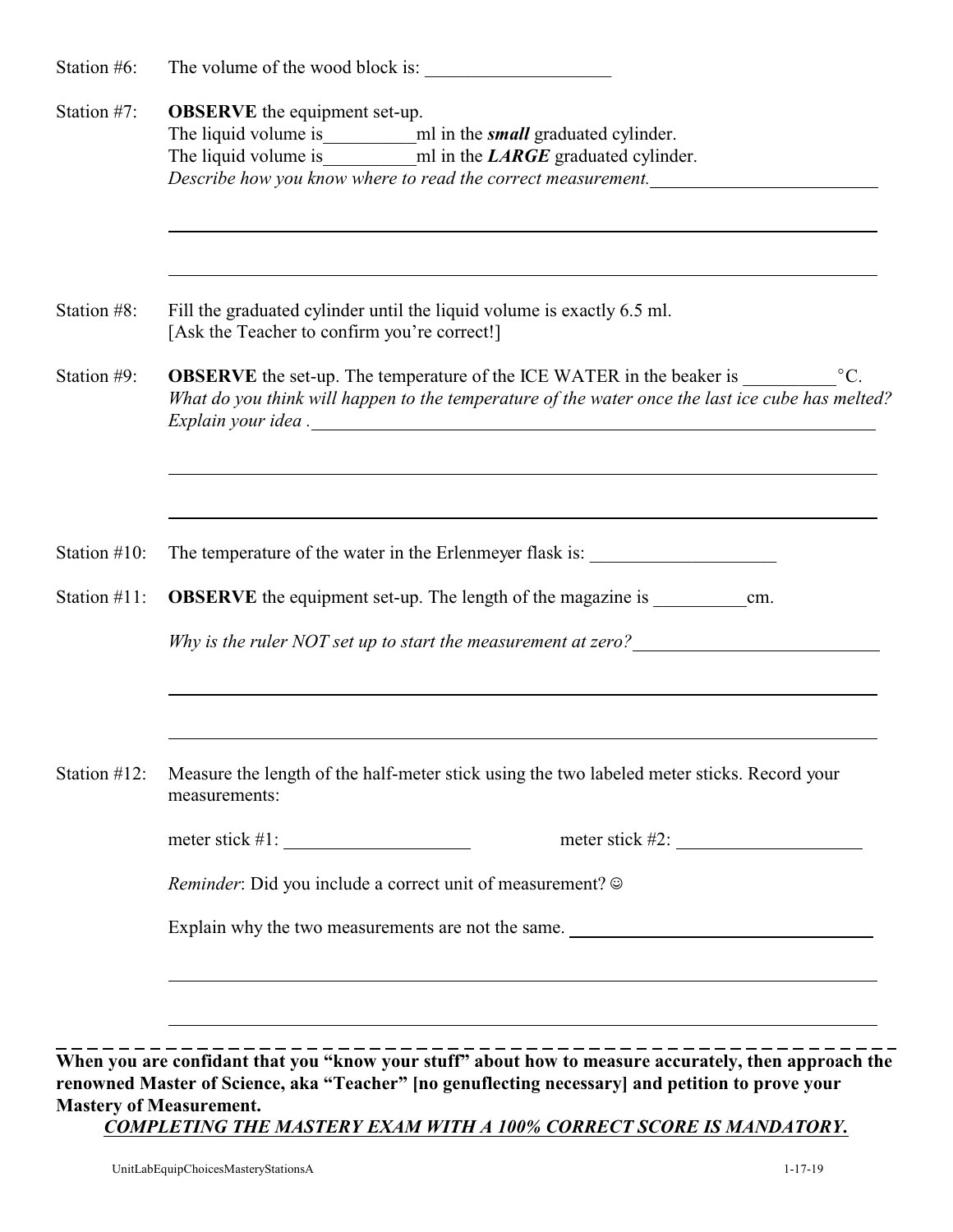Station #6: The volume of the wood block is: ____________________

Station #7: **OBSERVE** the equipment set-up.
The liquid volume is__________ml in the ***small*** graduated cylinder.
The liquid volume is__________ml in the ***LARGE*** graduated cylinder.
*Describe how you know where to read the correct measurement.*________________________

_______________________________________________________________________________

_______________________________________________________________________________

Station #8: Fill the graduated cylinder until the liquid volume is exactly 6.5 ml.
[Ask the Teacher to confirm you're correct!]

Station #9: **OBSERVE** the set-up. The temperature of the ICE WATER in the beaker is __________°C.
*What do you think will happen to the temperature of the water once the last ice cube has melted? Explain your idea .* ________________________________________________________________

_______________________________________________________________________________

_______________________________________________________________________________

Station #10: The temperature of the water in the Erlenmeyer flask is: ____________________

Station #11: **OBSERVE** the equipment set-up. The length of the magazine is __________cm.

*Why is the ruler NOT set up to start the measurement at zero?*___________________________

_______________________________________________________________________________

_______________________________________________________________________________

Station #12: Measure the length of the half-meter stick using the two labeled meter sticks. Record your measurements:

meter stick #1: ____________________ meter stick #2: ____________________

*Reminder*: Did you include a correct unit of measurement? ☺

Explain why the two measurements are not the same. ___________________________________

_______________________________________________________________________________

_______________________________________________________________________________

- - - - - - - - - - - - - - - - - - - - - - - - - - - - - - - - - - - - - - - - - - - - - - - - - - - - -

**When you are confidant that you "know your stuff" about how to measure accurately, then approach the renowned Master of Science, aka "Teacher" [no genuflecting necessary] and petition to prove your Mastery of Measurement.**

***COMPLETING THE MASTERY EXAM WITH A 100% CORRECT SCORE IS MANDATORY.***

UnitLabEquipChoicesMasteryStationsA 1-17-19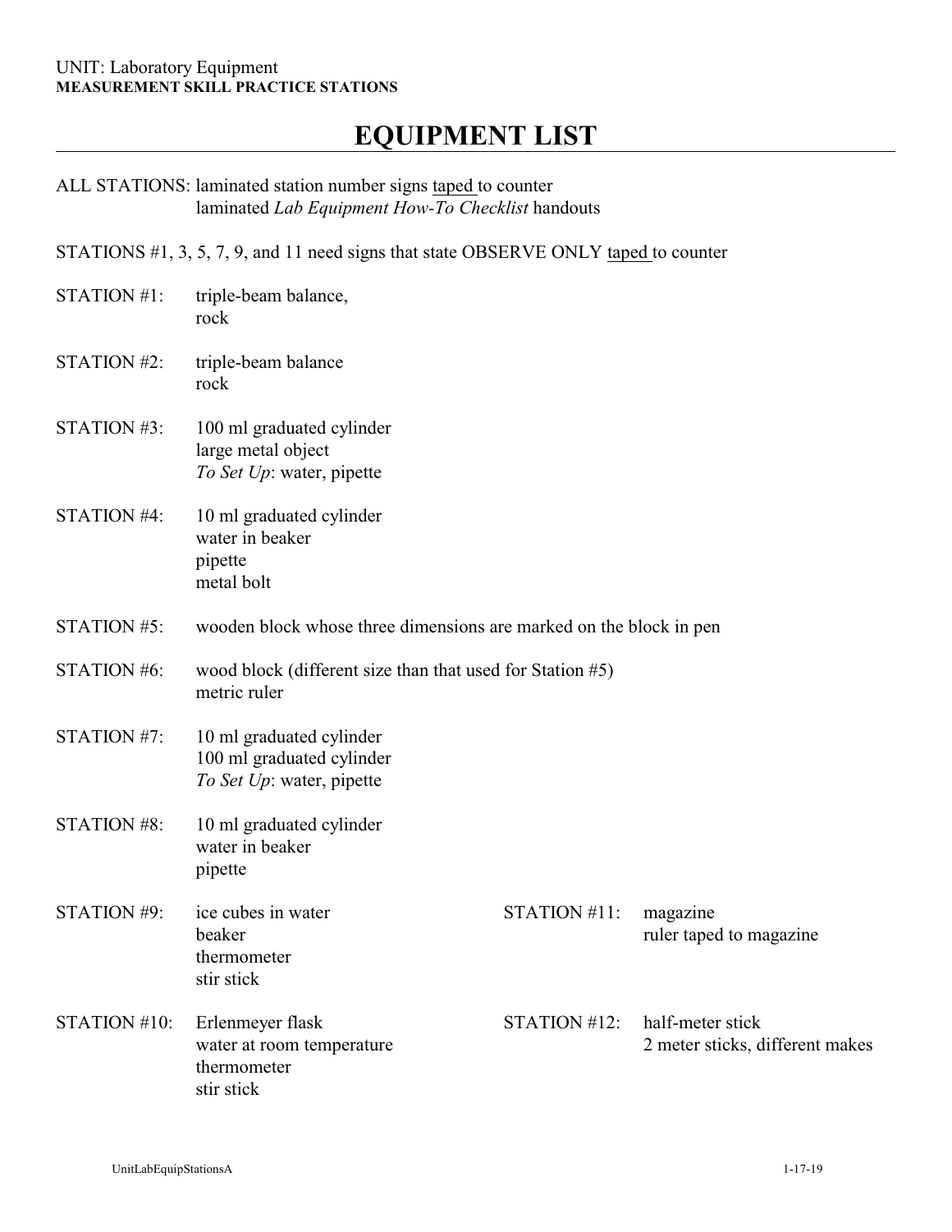UNIT: Laboratory Equipment
**MEASUREMENT SKILL PRACTICE STATIONS**

# EQUIPMENT LIST

ALL STATIONS: laminated station number signs taped to counter
laminated *Lab Equipment How-To Checklist* handouts

STATIONS #1, 3, 5, 7, 9, and 11 need signs that state OBSERVE ONLY taped to counter

STATION #1: triple-beam balance,
rock

STATION #2: triple-beam balance
rock

STATION #3: 100 ml graduated cylinder
large metal object
*To Set Up*: water, pipette

STATION #4: 10 ml graduated cylinder
water in beaker
pipette
metal bolt

STATION #5: wooden block whose three dimensions are marked on the block in pen

STATION #6: wood block (different size than that used for Station #5)
metric ruler

STATION #7: 10 ml graduated cylinder
100 ml graduated cylinder
*To Set Up*: water, pipette

STATION #8: 10 ml graduated cylinder
water in beaker
pipette

STATION #9: ice cubes in water
beaker
thermometer
stir stick

STATION #10: Erlenmeyer flask
water at room temperature
thermometer
stir stick

STATION #11: magazine
ruler taped to magazine

STATION #12: half-meter stick
2 meter sticks, different makes